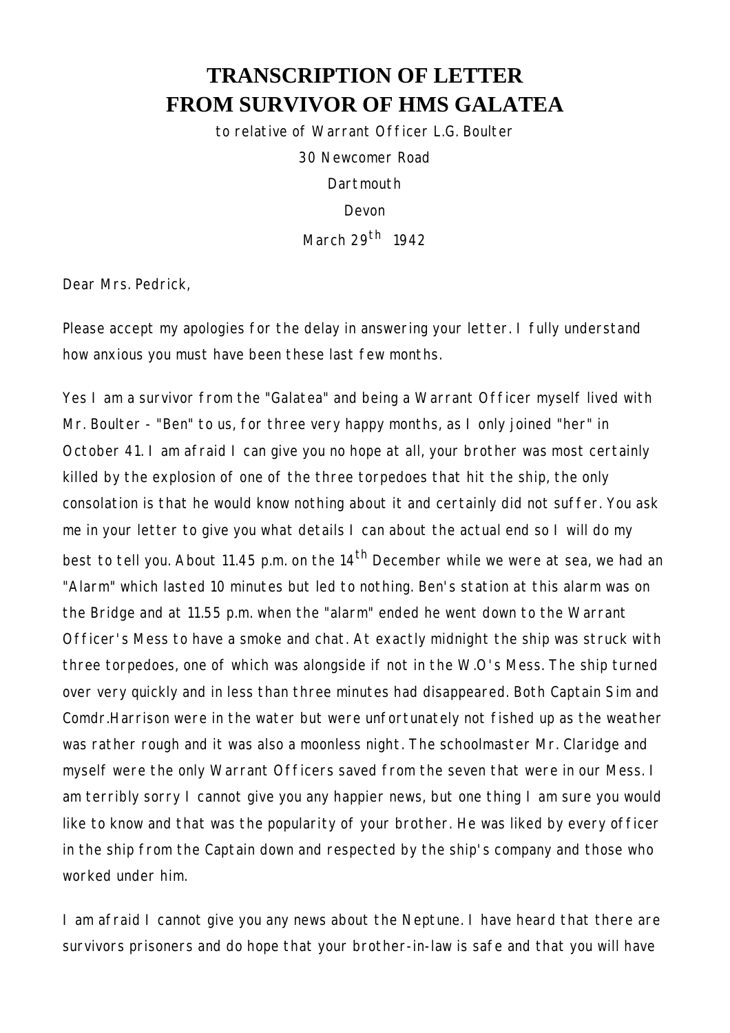# TRANSCRIPTION OF LETTER FROM SURVIVOR OF HMS GALATEA

to relative of Warrant Officer L.G. Boulter

30 Newcomer Road

Dartmouth

Devon

March 29th 1942

Dear Mrs. Pedrick,

Please accept my apologies for the delay in answering your letter. I fully understand how anxious you must have been these last few months.

Yes I am a survivor from the "Galatea" and being a Warrant Officer myself lived with Mr. Boulter - "Ben" to us, for three very happy months, as I only joined "her" in October 41. I am afraid I can give you no hope at all, your brother was most certainly killed by the explosion of one of the three torpedoes that hit the ship, the only consolation is that he would know nothing about it and certainly did not suffer. You ask me in your letter to give you what details I can about the actual end so I will do my best to tell you. About 11.45 p.m. on the 14th December while we were at sea, we had an "Alarm" which lasted 10 minutes but led to nothing. Ben's station at this alarm was on the Bridge and at 11.55 p.m. when the "alarm" ended he went down to the Warrant Officer's Mess to have a smoke and chat. At exactly midnight the ship was struck with three torpedoes, one of which was alongside if not in the W.O's Mess. The ship turned over very quickly and in less than three minutes had disappeared. Both Captain Sim and Comdr.Harrison were in the water but were unfortunately not fished up as the weather was rather rough and it was also a moonless night. The schoolmaster Mr. Claridge and myself were the only Warrant Officers saved from the seven that were in our Mess. I am terribly sorry I cannot give you any happier news, but one thing I am sure you would like to know and that was the popularity of your brother. He was liked by every officer in the ship from the Captain down and respected by the ship's company and those who worked under him.

I am afraid I cannot give you any news about the Neptune. I have heard that there are survivors prisoners and do hope that your brother-in-law is safe and that you will have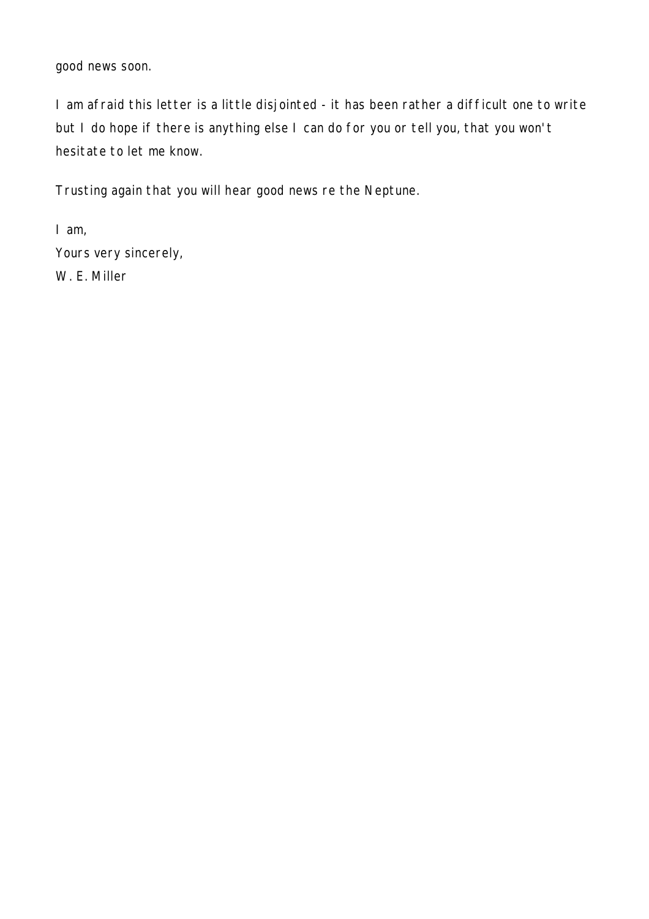good news soon.

I am afraid this letter is a little disjointed - it has been rather a difficult one to write but I do hope if there is anything else I can do for you or tell you, that you won't hesitate to let me know.

Trusting again that you will hear good news re the Neptune.

I am,  
Yours very sincerely,  
W. E. Miller